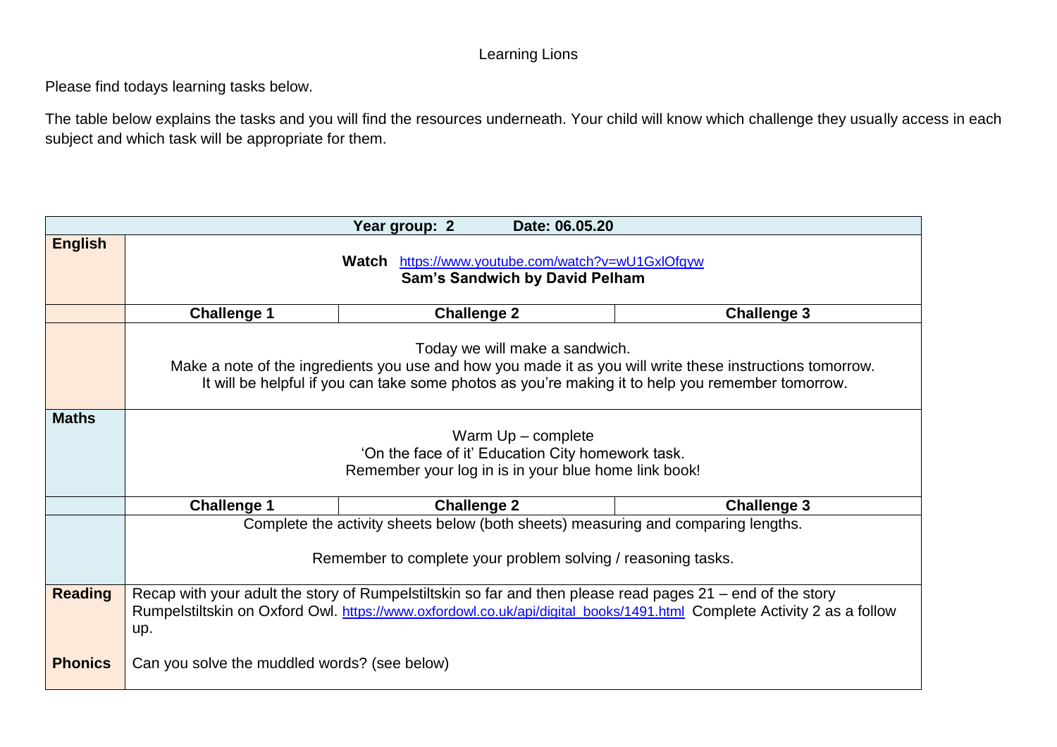Learning Lions

Please find todays learning tasks below.

The table below explains the tasks and you will find the resources underneath. Your child will know which challenge they usually access in each subject and which task will be appropriate for them.

| | **Year group: 2 Date: 06.05.20** | | |
|---|---|---|---|
| **English** | **Watch** https://www.youtube.com/watch?v=wU1GxlOfqyw **Sam's Sandwich by David Pelham** | | |
| | **Challenge 1** | **Challenge 2** | **Challenge 3** |
| | Today we will make a sandwich. Make a note of the ingredients you use and how you made it as you will write these instructions tomorrow. It will be helpful if you can take some photos as you're making it to help you remember tomorrow. | | |
| **Maths** | Warm Up – complete 'On the face of it' Education City homework task. Remember your log in is in your blue home link book! | | |
| | **Challenge 1** | **Challenge 2** | **Challenge 3** |
| | Complete the activity sheets below (both sheets) measuring and comparing lengths. Remember to complete your problem solving / reasoning tasks. | | |
| **Reading** | Recap with your adult the story of Rumpelstiltskin so far and then please read pages 21 – end of the story Rumpelstiltskin on Oxford Owl. https://www.oxfordowl.co.uk/api/digital_books/1491.html Complete Activity 2 as a follow up. | | |
| **Phonics** | Can you solve the muddled words? (see below) | | |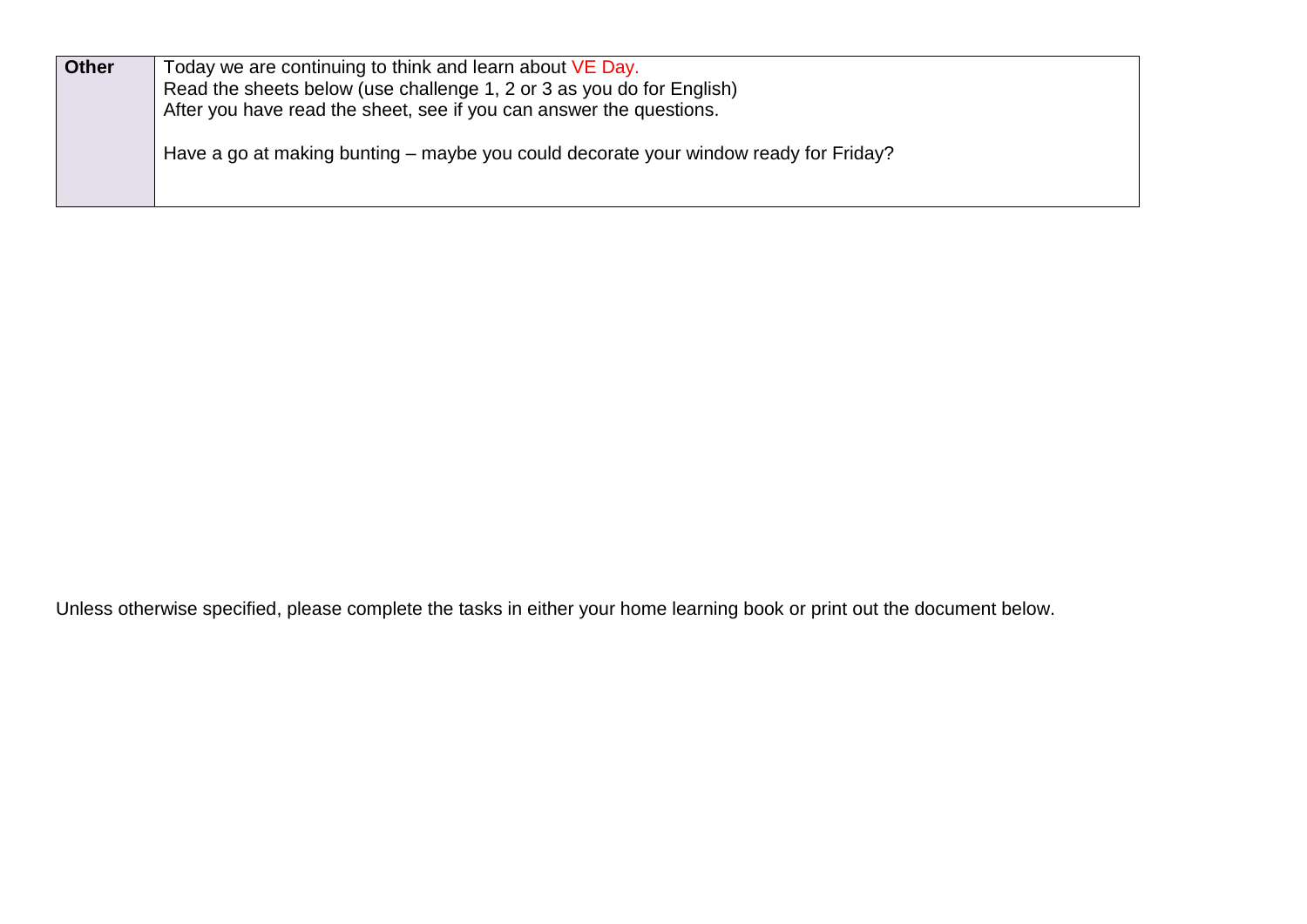| **Other** | Today we are continuing to think and learn about VE Day.<br>Read the sheets below (use challenge 1, 2 or 3 as you do for English)<br>After you have read the sheet, see if you can answer the questions.<br><br>Have a go at making bunting – maybe you could decorate your window ready for Friday? |
|---|---|

Unless otherwise specified, please complete the tasks in either your home learning book or print out the document below.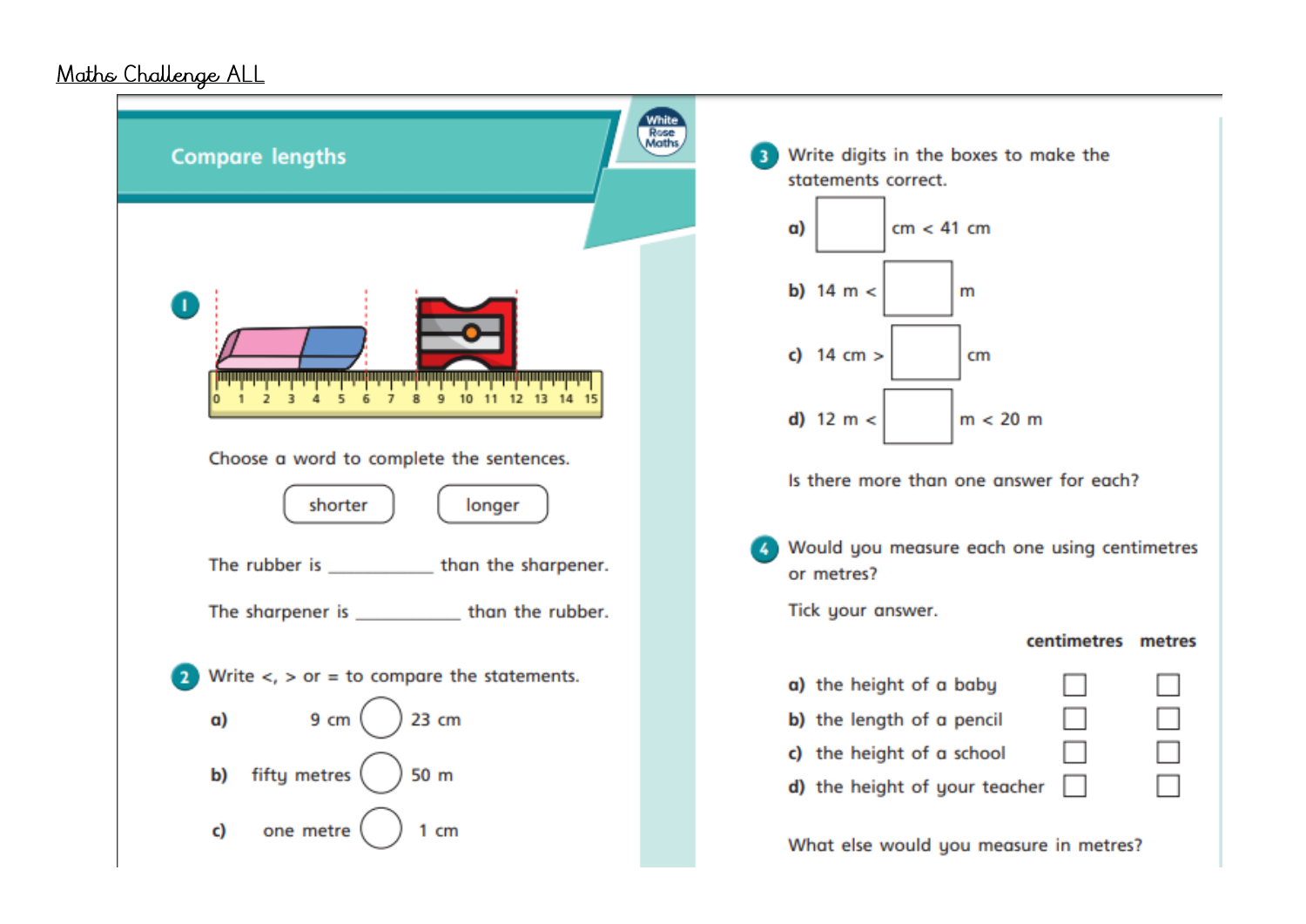Maths Challenge ALL

# Compare lengths

**1**

0 1 2 3 4 5 6 7 8 9 10 11 12 13 14 15

Choose a word to complete the sentences.

shorter    longer

The rubber is __________ than the sharpener.

The sharpener is __________ than the rubber.

**2** Write <, > or = to compare the statements.

a) 9 cm ◯ 23 cm

b) fifty metres ◯ 50 m

c) one metre ◯ 1 cm

**3** Write digits in the boxes to make the statements correct.

a) ☐ cm < 41 cm

b) 14 m < ☐ m

c) 14 cm > ☐ cm

d) 12 m < ☐ m < 20 m

Is there more than one answer for each?

**4** Would you measure each one using centimetres or metres?

Tick your answer.

| | centimetres | metres |
|---|---|---|
| a) the height of a baby | ☐ | ☐ |
| b) the length of a pencil | ☐ | ☐ |
| c) the height of a school | ☐ | ☐ |
| d) the height of your teacher | ☐ | ☐ |

What else would you measure in metres?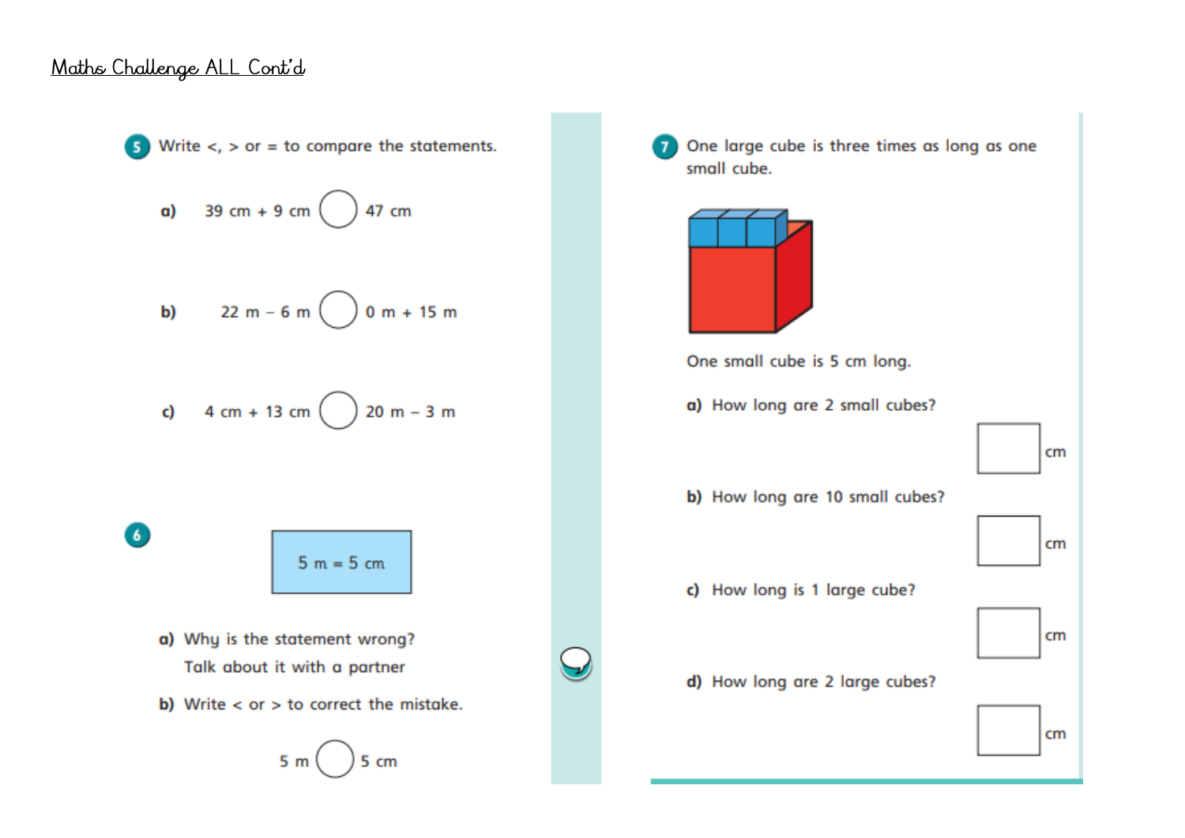# Maths Challenge ALL Cont'd

**5** Write <, > or = to compare the statements.

**a)** 39 cm + 9 cm ◯ 47 cm

**b)** 22 m − 6 m ◯ 0 m + 15 m

**c)** 4 cm + 13 cm ◯ 20 m − 3 m

**6**

5 m = 5 cm

**a)** Why is the statement wrong?
Talk about it with a partner

**b)** Write < or > to correct the mistake.

5 m ◯ 5 cm

**7** One large cube is three times as long as one small cube.

One small cube is 5 cm long.

**a)** How long are 2 small cubes?

☐ cm

**b)** How long are 10 small cubes?

☐ cm

**c)** How long is 1 large cube?

☐ cm

**d)** How long are 2 large cubes?

☐ cm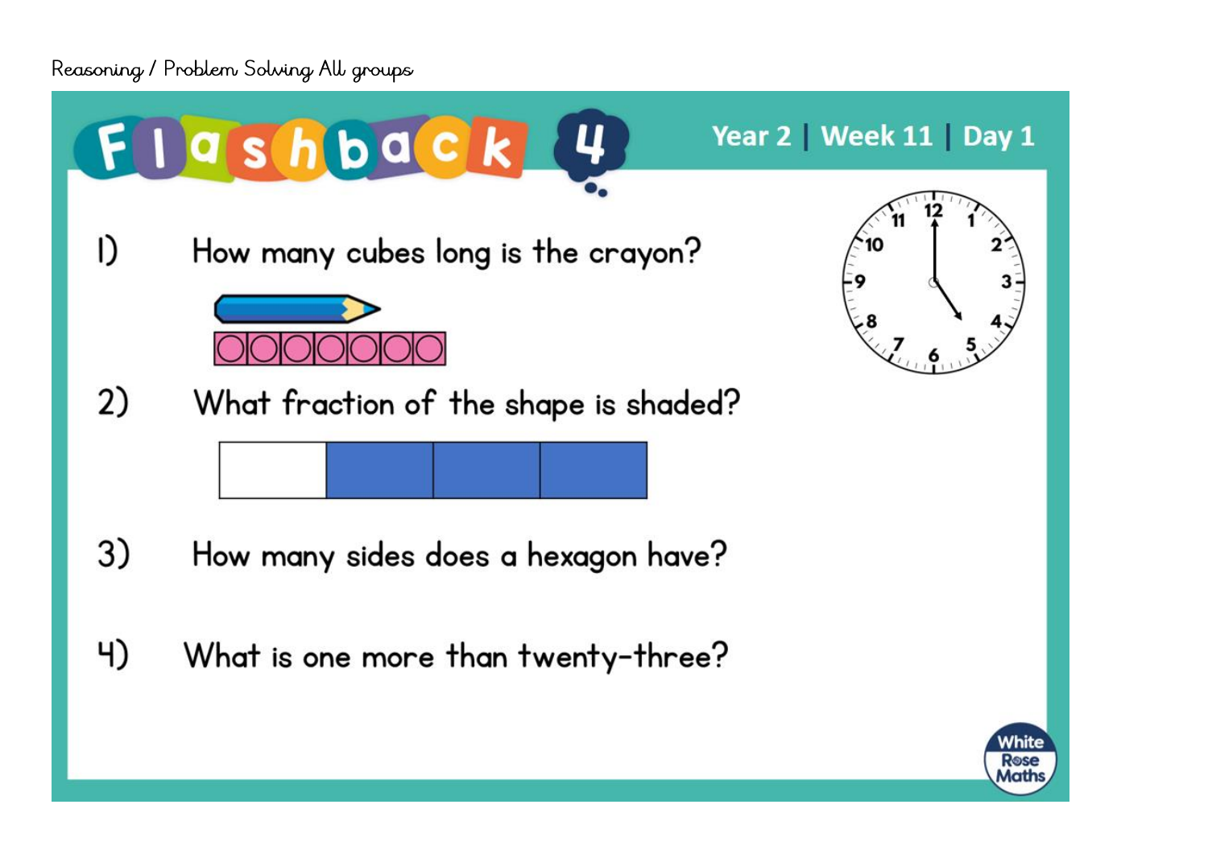Reasoning / Problem Solving All groups

# Flashback 4

**Year 2 | Week 11 | Day 1**

1) How many cubes long is the crayon?

2) What fraction of the shape is shaded?

3) How many sides does a hexagon have?

4) What is one more than twenty-three?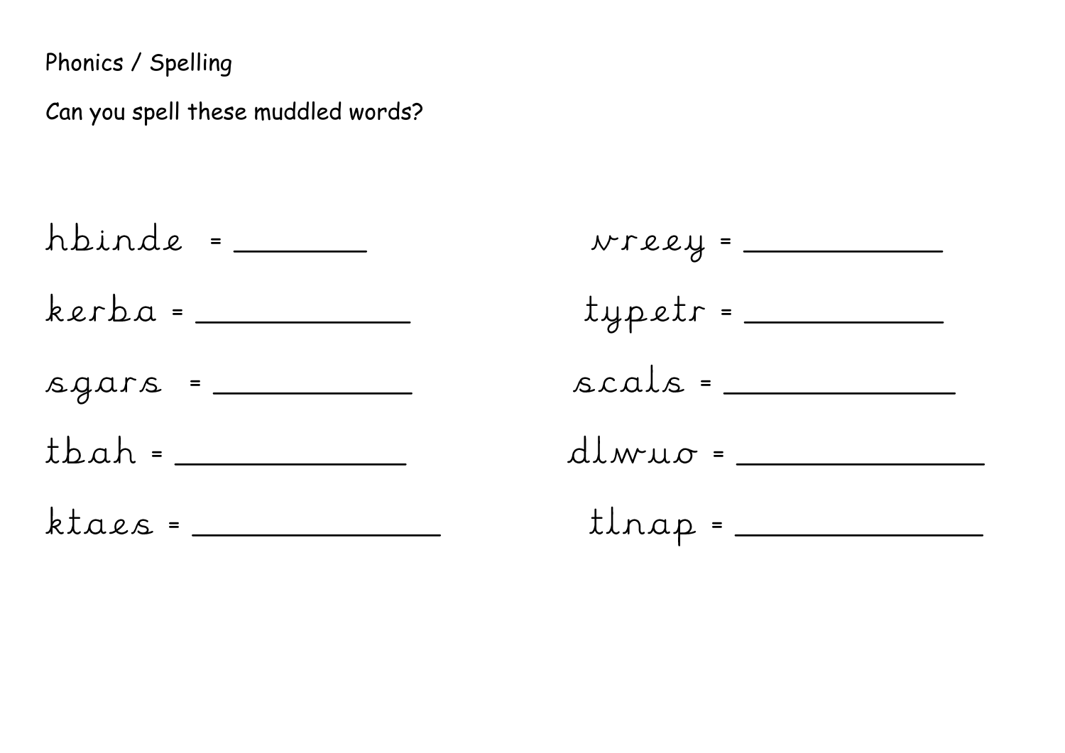Phonics / Spelling

Can you spell these muddled words?

hbinde = ________

kerba = ____________

sgars = ___________

tbah = _____________

ktaes = ______________

vreey = ___________

typetr = ___________

scals = _____________

dlwuo = ______________

tlnap = ______________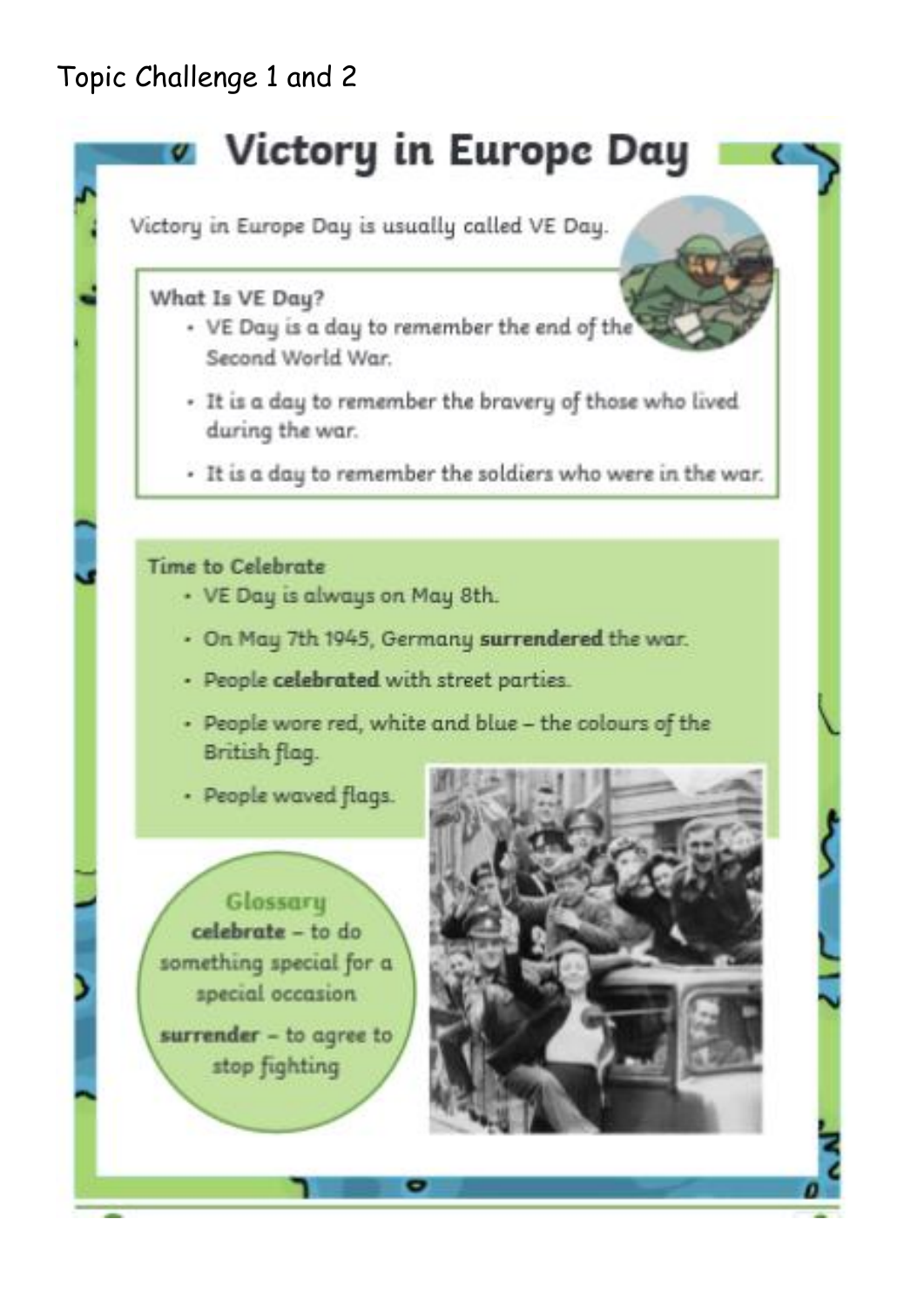Topic Challenge 1 and 2

# Victory in Europe Day

Victory in Europe Day is usually called VE Day.

**What Is VE Day?**

- VE Day is a day to remember the end of the Second World War.
- It is a day to remember the bravery of those who lived during the war.
- It is a day to remember the soldiers who were in the war.

**Time to Celebrate**

- VE Day is always on May 8th.
- On May 7th 1945, Germany **surrendered** the war.
- People **celebrated** with street parties.
- People wore red, white and blue – the colours of the British flag.
- People waved flags.

**Glossary**

**celebrate** – to do something special for a special occasion

**surrender** – to agree to stop fighting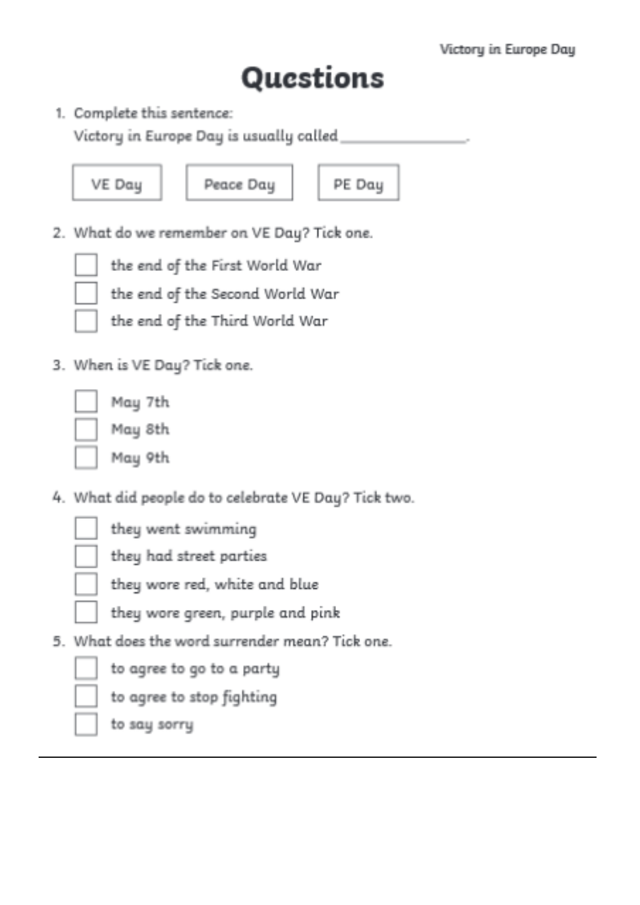Victory in Europe Day

# Questions

1. Complete this sentence:

   Victory in Europe Day is usually called ________________.

   | VE Day | Peace Day | PE Day |
   |---|---|---|

2. What do we remember on VE Day? Tick one.

   - ☐ the end of the First World War
   - ☐ the end of the Second World War
   - ☐ the end of the Third World War

3. When is VE Day? Tick one.

   - ☐ May 7th
   - ☐ May 8th
   - ☐ May 9th

4. What did people do to celebrate VE Day? Tick two.

   - ☐ they went swimming
   - ☐ they had street parties
   - ☐ they wore red, white and blue
   - ☐ they wore green, purple and pink

5. What does the word surrender mean? Tick one.

   - ☐ to agree to go to a party
   - ☐ to agree to stop fighting
   - ☐ to say sorry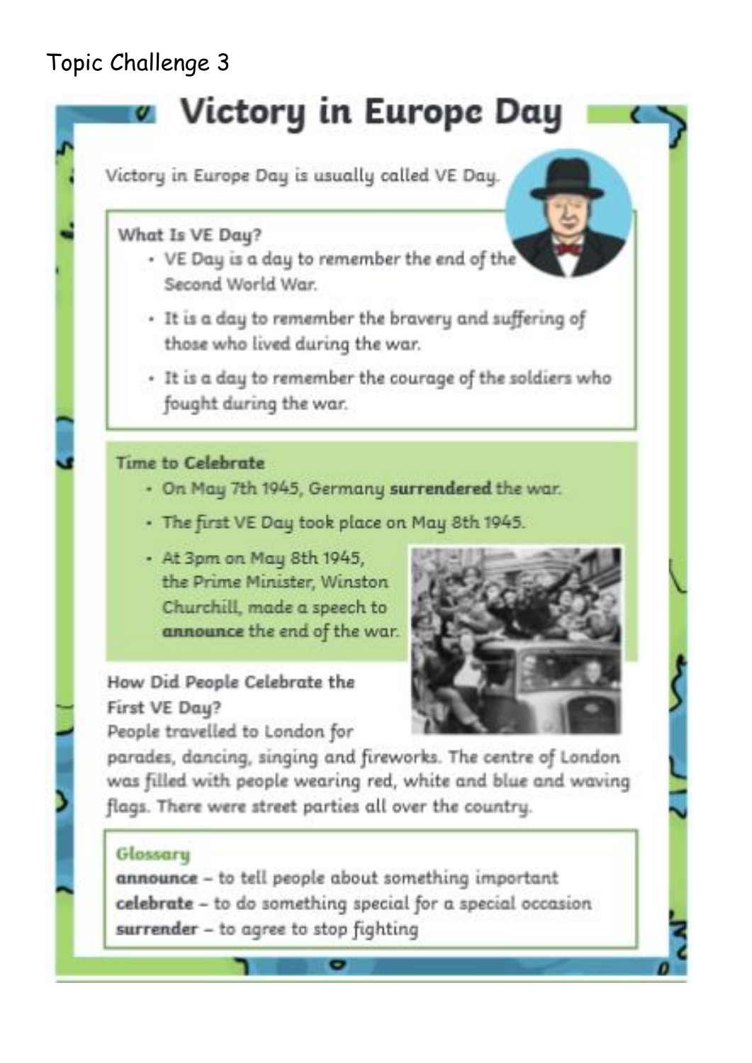Topic Challenge 3

# Victory in Europe Day

Victory in Europe Day is usually called VE Day.

### What Is VE Day?

- VE Day is a day to remember the end of the Second World War.
- It is a day to remember the bravery and suffering of those who lived during the war.
- It is a day to remember the courage of the soldiers who fought during the war.

### Time to Celebrate

- On May 7th 1945, Germany **surrendered** the war.
- The first VE Day took place on May 8th 1945.
- At 3pm on May 8th 1945, the Prime Minister, Winston Churchill, made a speech to **announce** the end of the war.

### How Did People Celebrate the First VE Day?

People travelled to London for parades, dancing, singing and fireworks. The centre of London was filled with people wearing red, white and blue and waving flags. There were street parties all over the country.

### Glossary

**announce** – to tell people about something important

**celebrate** – to do something special for a special occasion

**surrender** – to agree to stop fighting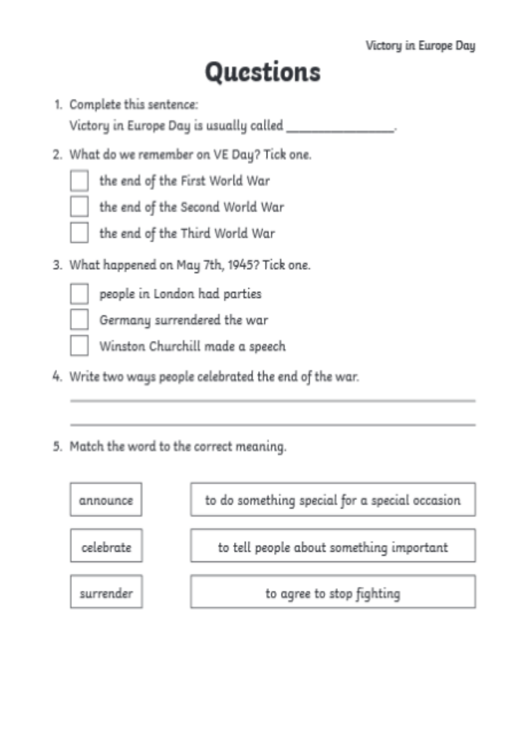# Questions

1. Complete this sentence:

   Victory in Europe Day is usually called \_\_\_\_\_\_\_\_\_\_\_\_\_\_\_\_.

2. What do we remember on VE Day? Tick one.

   - [ ] the end of the First World War
   - [ ] the end of the Second World War
   - [ ] the end of the Third World War

3. What happened on May 7th, 1945? Tick one.

   - [ ] people in London had parties
   - [ ] Germany surrendered the war
   - [ ] Winston Churchill made a speech

4. Write two ways people celebrated the end of the war.

   \_\_\_\_\_\_\_\_\_\_\_\_\_\_\_\_\_\_\_\_\_\_\_\_\_\_\_\_\_\_\_\_\_\_\_\_\_\_\_\_\_\_\_\_

   \_\_\_\_\_\_\_\_\_\_\_\_\_\_\_\_\_\_\_\_\_\_\_\_\_\_\_\_\_\_\_\_\_\_\_\_\_\_\_\_\_\_\_\_

5. Match the word to the correct meaning.

| Word | Meaning |
|---|---|
| announce | to do something special for a special occasion |
| celebrate | to tell people about something important |
| surrender | to agree to stop fighting |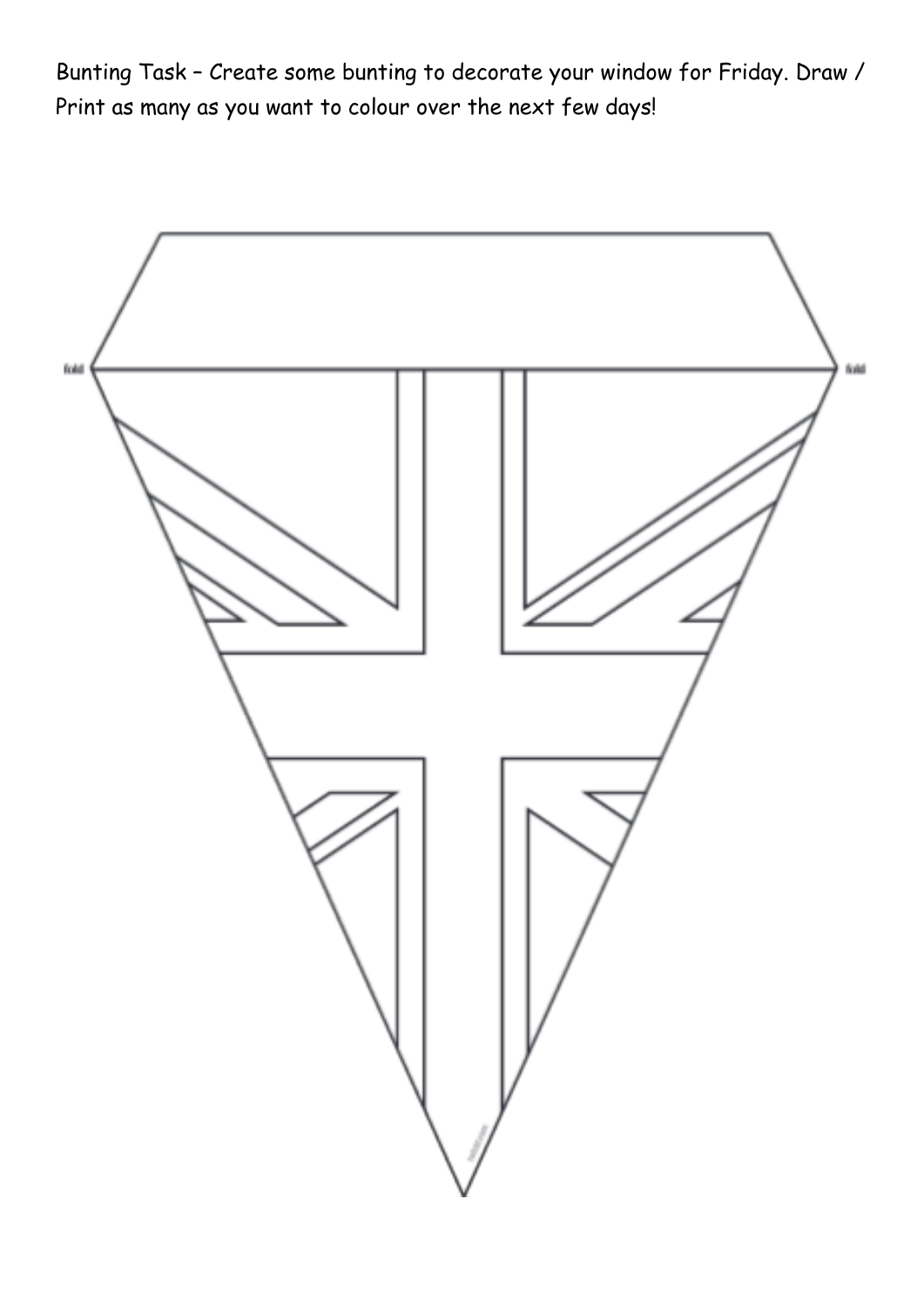Bunting Task – Create some bunting to decorate your window for Friday. Draw / Print as many as you want to colour over the next few days!

fold

fold